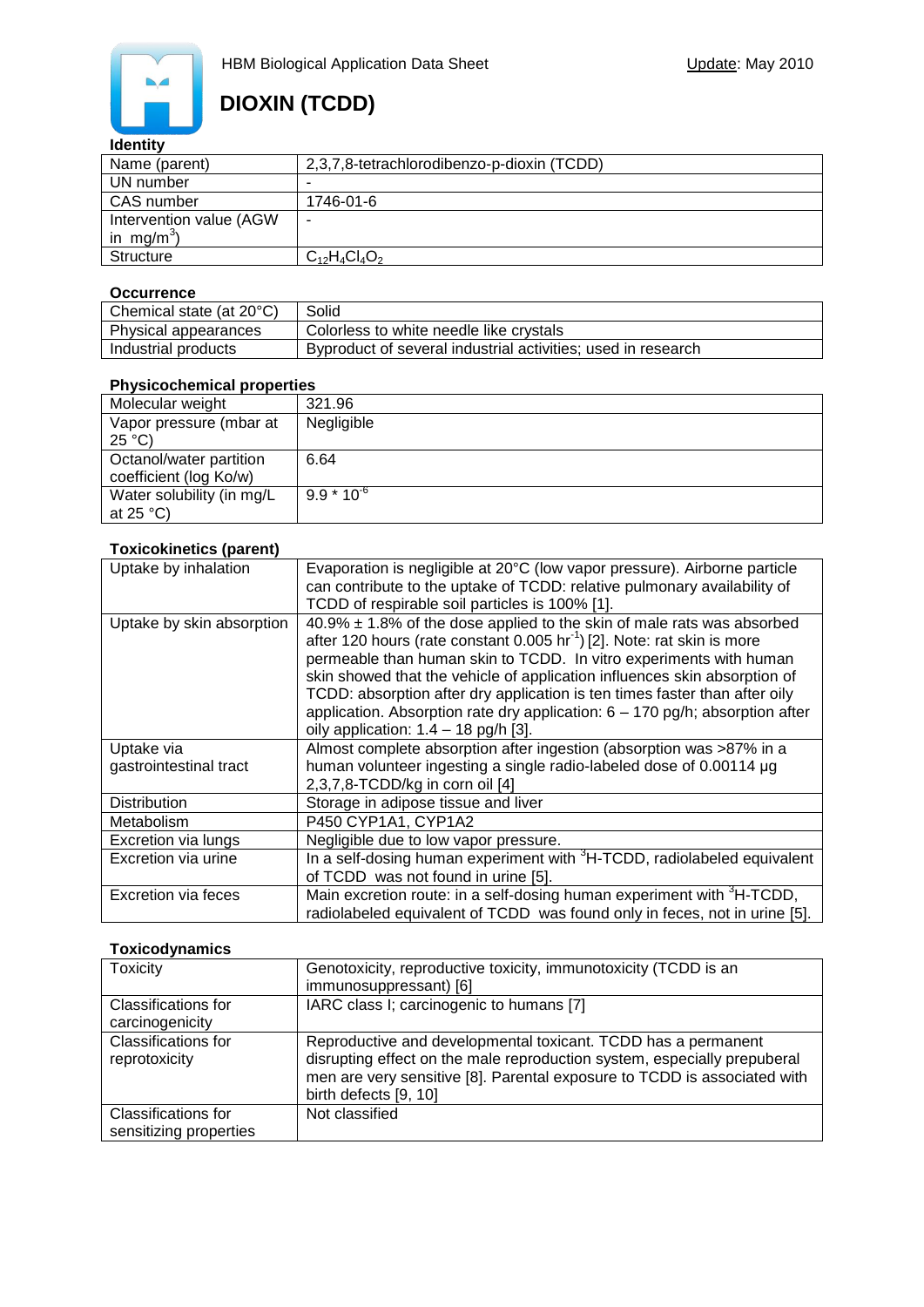HBM Biological Application Data Sheet

Update: May 2010

# DIOXIN (TCDD)

### Identity

| | |
|---|---|
| Name (parent) | 2,3,7,8-tetrachlorodibenzo-p-dioxin (TCDD) |
| UN number | - |
| CAS number | 1746-01-6 |
| Intervention value (AGW in mg/m$^3$) | - |
| Structure | $C_{12}H_4Cl_4O_2$ |

### Occurrence

| | |
|---|---|
| Chemical state (at 20°C) | Solid |
| Physical appearances | Colorless to white needle like crystals |
| Industrial products | Byproduct of several industrial activities; used in research |

### Physicochemical properties

| | |
|---|---|
| Molecular weight | 321.96 |
| Vapor pressure (mbar at 25 °C) | Negligible |
| Octanol/water partition coefficient (log Ko/w) | 6.64 |
| Water solubility (in mg/L at 25 °C) | $9.9 * 10^{-6}$ |

### Toxicokinetics (parent)

| | |
|---|---|
| Uptake by inhalation | Evaporation is negligible at 20°C (low vapor pressure). Airborne particle can contribute to the uptake of TCDD: relative pulmonary availability of TCDD of respirable soil particles is 100% [1]. |
| Uptake by skin absorption | 40.9% ± 1.8% of the dose applied to the skin of male rats was absorbed after 120 hours (rate constant 0.005 hr$^{-1}$) [2]. Note: rat skin is more permeable than human skin to TCDD. In vitro experiments with human skin showed that the vehicle of application influences skin absorption of TCDD: absorption after dry application is ten times faster than after oily application. Absorption rate dry application: 6 – 170 pg/h; absorption after oily application: 1.4 – 18 pg/h [3]. |
| Uptake via gastrointestinal tract | Almost complete absorption after ingestion (absorption was >87% in a human volunteer ingesting a single radio-labeled dose of 0.00114 µg 2,3,7,8-TCDD/kg in corn oil [4] |
| Distribution | Storage in adipose tissue and liver |
| Metabolism | P450 CYP1A1, CYP1A2 |
| Excretion via lungs | Negligible due to low vapor pressure. |
| Excretion via urine | In a self-dosing human experiment with $^3$H-TCDD, radiolabeled equivalent of TCDD was not found in urine [5]. |
| Excretion via feces | Main excretion route: in a self-dosing human experiment with $^3$H-TCDD, radiolabeled equivalent of TCDD was found only in feces, not in urine [5]. |

### Toxicodynamics

| | |
|---|---|
| Toxicity | Genotoxicity, reproductive toxicity, immunotoxicity (TCDD is an immunosuppressant) [6] |
| Classifications for carcinogenicity | IARC class I; carcinogenic to humans [7] |
| Classifications for reprotoxicity | Reproductive and developmental toxicant. TCDD has a permanent disrupting effect on the male reproduction system, especially prepuberal men are very sensitive [8]. Parental exposure to TCDD is associated with birth defects [9, 10] |
| Classifications for sensitizing properties | Not classified |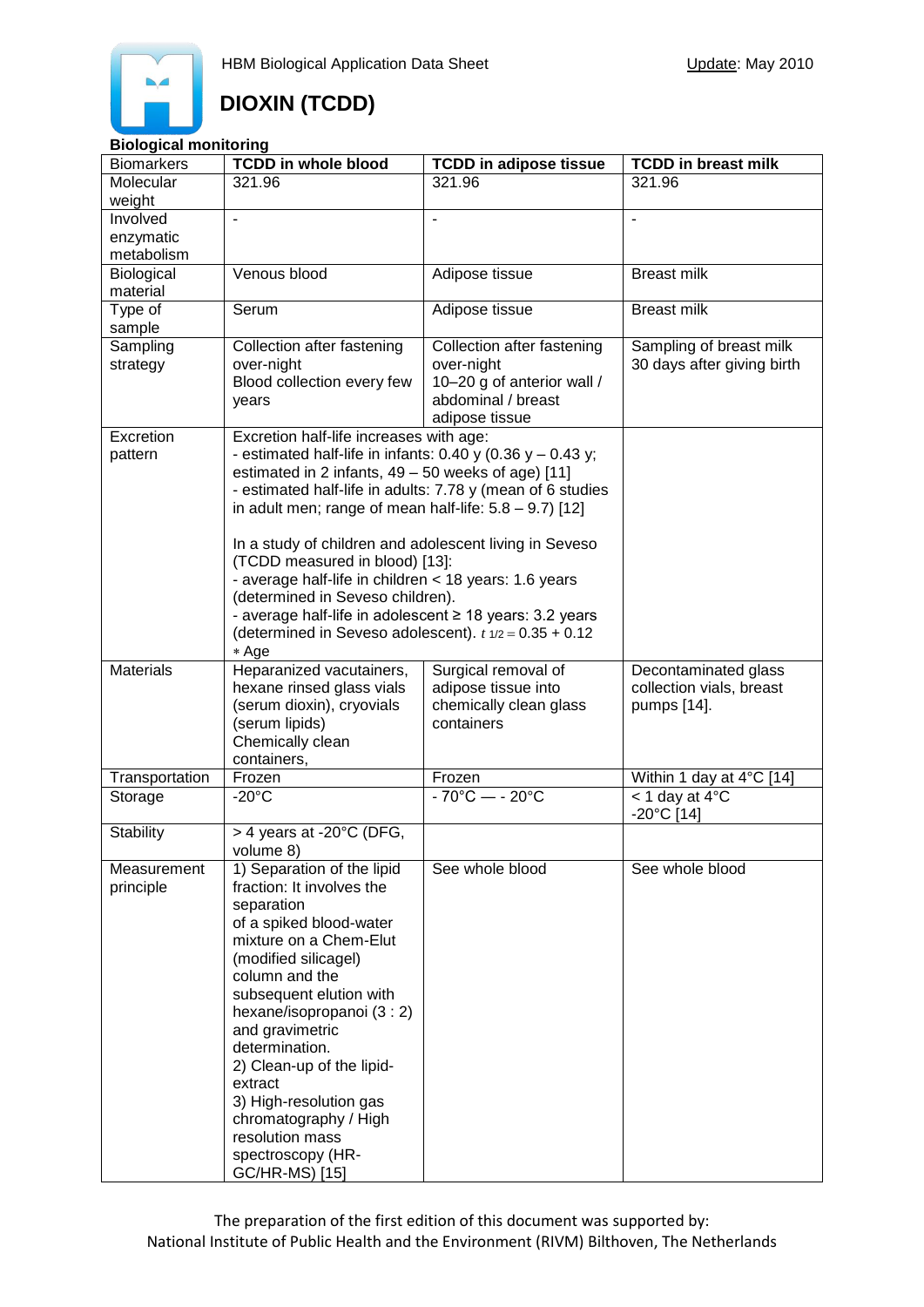HBM Biological Application Data Sheet

Update: May 2010

# DIOXIN (TCDD)

## Biological monitoring

| Biomarkers | TCDD in whole blood | TCDD in adipose tissue | TCDD in breast milk |
|---|---|---|---|
| Molecular weight | 321.96 | 321.96 | 321.96 |
| Involved enzymatic metabolism | - | - | - |
| Biological material | Venous blood | Adipose tissue | Breast milk |
| Type of sample | Serum | Adipose tissue | Breast milk |
| Sampling strategy | Collection after fastening over-night<br>Blood collection every few years | Collection after fastening over-night<br>10–20 g of anterior wall / abdominal / breast adipose tissue | Sampling of breast milk 30 days after giving birth |
| Excretion pattern | Excretion half-life increases with age:<br>- estimated half-life in infants: 0.40 y (0.36 y – 0.43 y; estimated in 2 infants, 49 – 50 weeks of age) [11]<br>- estimated half-life in adults: 7.78 y (mean of 6 studies in adult men; range of mean half-life: 5.8 – 9.7) [12]<br><br>In a study of children and adolescent living in Seveso (TCDD measured in blood) [13]:<br>- average half-life in children < 18 years: 1.6 years (determined in Seveso children).<br>- average half-life in adolescent ≥ 18 years: 3.2 years (determined in Seveso adolescent). $t_{1/2} = 0.35 + 0.12 * \text{Age}$ | | |
| Materials | Heparanized vacutainers, hexane rinsed glass vials (serum dioxin), cryovials (serum lipids)<br>Chemically clean containers, | Surgical removal of adipose tissue into chemically clean glass containers | Decontaminated glass collection vials, breast pumps [14]. |
| Transportation | Frozen | Frozen | Within 1 day at 4°C [14] |
| Storage | -20°C | - 70°C — - 20°C | < 1 day at 4°C<br>-20°C [14] |
| Stability | > 4 years at -20°C (DFG, volume 8) | | |
| Measurement principle | 1) Separation of the lipid fraction: It involves the separation of a spiked blood-water mixture on a Chem-Elut (modified silicagel) column and the subsequent elution with hexane/isopropanoi (3 : 2) and gravimetric determination.<br>2) Clean-up of the lipid-extract<br>3) High-resolution gas chromatography / High resolution mass spectroscopy (HR-GC/HR-MS) [15] | See whole blood | See whole blood |

The preparation of the first edition of this document was supported by:
National Institute of Public Health and the Environment (RIVM) Bilthoven, The Netherlands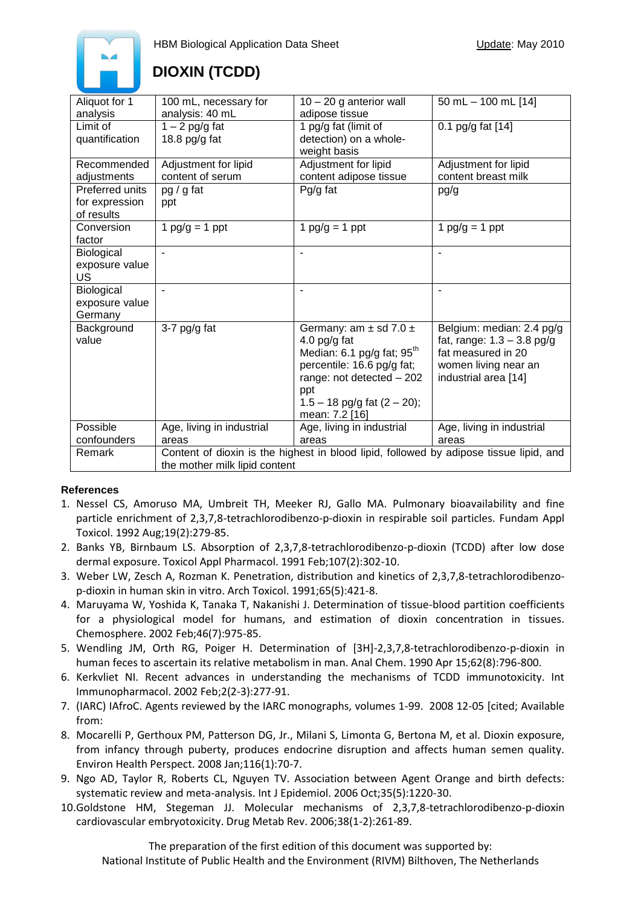HBM Biological Application Data Sheet

Update: May 2010

# DIOXIN (TCDD)

| | | | |
|---|---|---|---|
| Aliquot for 1 analysis | 100 mL, necessary for analysis: 40 mL | 10 – 20 g anterior wall adipose tissue | 50 mL – 100 mL [14] |
| Limit of quantification | 1 – 2 pg/g fat<br>18.8 pg/g fat | 1 pg/g fat (limit of detection) on a whole-weight basis | 0.1 pg/g fat [14] |
| Recommended adjustments | Adjustment for lipid content of serum | Adjustment for lipid content adipose tissue | Adjustment for lipid content breast milk |
| Preferred units for expression of results | pg / g fat<br>ppt | Pg/g fat | pg/g |
| Conversion factor | 1 pg/g = 1 ppt | 1 pg/g = 1 ppt | 1 pg/g = 1 ppt |
| Biological exposure value US | - | - | - |
| Biological exposure value Germany | - | - | - |
| Background value | 3-7 pg/g fat | Germany: am ± sd 7.0 ± 4.0 pg/g fat<br>Median: 6.1 pg/g fat; 95th percentile: 16.6 pg/g fat; range: not detected – 202 ppt<br>1.5 – 18 pg/g fat (2 – 20); mean: 7.2 [16] | Belgium: median: 2.4 pg/g fat, range: 1.3 – 3.8 pg/g fat measured in 20 women living near an industrial area [14] |
| Possible confounders | Age, living in industrial areas | Age, living in industrial areas | Age, living in industrial areas |
| Remark | Content of dioxin is the highest in blood lipid, followed by adipose tissue lipid, and the mother milk lipid content | | |

**References**

1. Nessel CS, Amoruso MA, Umbreit TH, Meeker RJ, Gallo MA. Pulmonary bioavailability and fine particle enrichment of 2,3,7,8-tetrachlorodibenzo-p-dioxin in respirable soil particles. Fundam Appl Toxicol. 1992 Aug;19(2):279-85.
2. Banks YB, Birnbaum LS. Absorption of 2,3,7,8-tetrachlorodibenzo-p-dioxin (TCDD) after low dose dermal exposure. Toxicol Appl Pharmacol. 1991 Feb;107(2):302-10.
3. Weber LW, Zesch A, Rozman K. Penetration, distribution and kinetics of 2,3,7,8-tetrachlorodibenzo-p-dioxin in human skin in vitro. Arch Toxicol. 1991;65(5):421-8.
4. Maruyama W, Yoshida K, Tanaka T, Nakanishi J. Determination of tissue-blood partition coefficients for a physiological model for humans, and estimation of dioxin concentration in tissues. Chemosphere. 2002 Feb;46(7):975-85.
5. Wendling JM, Orth RG, Poiger H. Determination of [3H]-2,3,7,8-tetrachlorodibenzo-p-dioxin in human feces to ascertain its relative metabolism in man. Anal Chem. 1990 Apr 15;62(8):796-800.
6. Kerkvliet NI. Recent advances in understanding the mechanisms of TCDD immunotoxicity. Int Immunopharmacol. 2002 Feb;2(2-3):277-91.
7. (IARC) IAfroC. Agents reviewed by the IARC monographs, volumes 1-99. 2008 12-05 [cited; Available from:
8. Mocarelli P, Gerthoux PM, Patterson DG, Jr., Milani S, Limonta G, Bertona M, et al. Dioxin exposure, from infancy through puberty, produces endocrine disruption and affects human semen quality. Environ Health Perspect. 2008 Jan;116(1):70-7.
9. Ngo AD, Taylor R, Roberts CL, Nguyen TV. Association between Agent Orange and birth defects: systematic review and meta-analysis. Int J Epidemiol. 2006 Oct;35(5):1220-30.
10. Goldstone HM, Stegeman JJ. Molecular mechanisms of 2,3,7,8-tetrachlorodibenzo-p-dioxin cardiovascular embryotoxicity. Drug Metab Rev. 2006;38(1-2):261-89.

The preparation of the first edition of this document was supported by:
National Institute of Public Health and the Environment (RIVM) Bilthoven, The Netherlands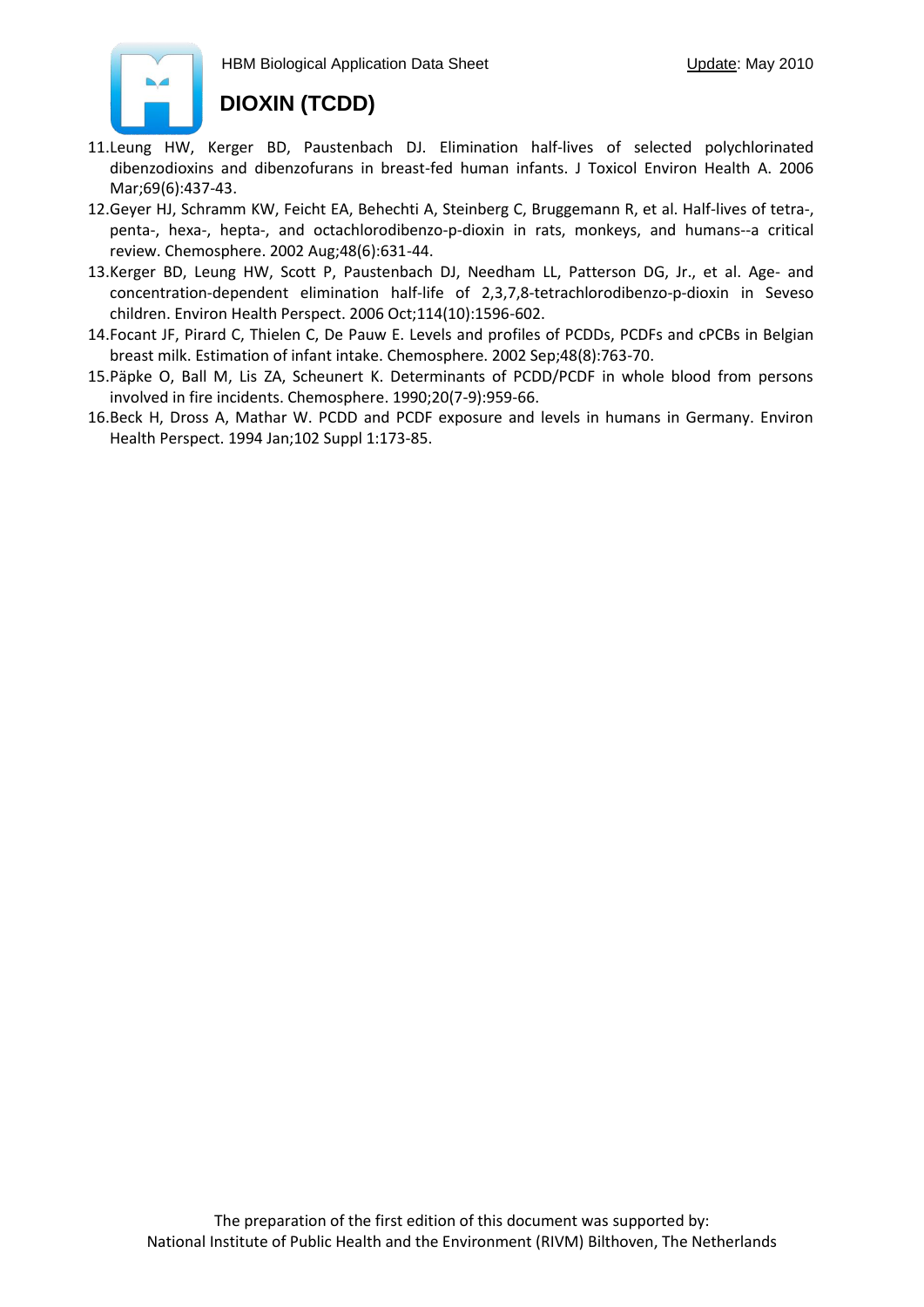11. Leung HW, Kerger BD, Paustenbach DJ. Elimination half-lives of selected polychlorinated dibenzodioxins and dibenzofurans in breast-fed human infants. J Toxicol Environ Health A. 2006 Mar;69(6):437-43.
12. Geyer HJ, Schramm KW, Feicht EA, Behechti A, Steinberg C, Bruggemann R, et al. Half-lives of tetra-, penta-, hexa-, hepta-, and octachlorodibenzo-p-dioxin in rats, monkeys, and humans--a critical review. Chemosphere. 2002 Aug;48(6):631-44.
13. Kerger BD, Leung HW, Scott P, Paustenbach DJ, Needham LL, Patterson DG, Jr., et al. Age- and concentration-dependent elimination half-life of 2,3,7,8-tetrachlorodibenzo-p-dioxin in Seveso children. Environ Health Perspect. 2006 Oct;114(10):1596-602.
14. Focant JF, Pirard C, Thielen C, De Pauw E. Levels and profiles of PCDDs, PCDFs and cPCBs in Belgian breast milk. Estimation of infant intake. Chemosphere. 2002 Sep;48(8):763-70.
15. Päpke O, Ball M, Lis ZA, Scheunert K. Determinants of PCDD/PCDF in whole blood from persons involved in fire incidents. Chemosphere. 1990;20(7-9):959-66.
16. Beck H, Dross A, Mathar W. PCDD and PCDF exposure and levels in humans in Germany. Environ Health Perspect. 1994 Jan;102 Suppl 1:173-85.

The preparation of the first edition of this document was supported by:
National Institute of Public Health and the Environment (RIVM) Bilthoven, The Netherlands